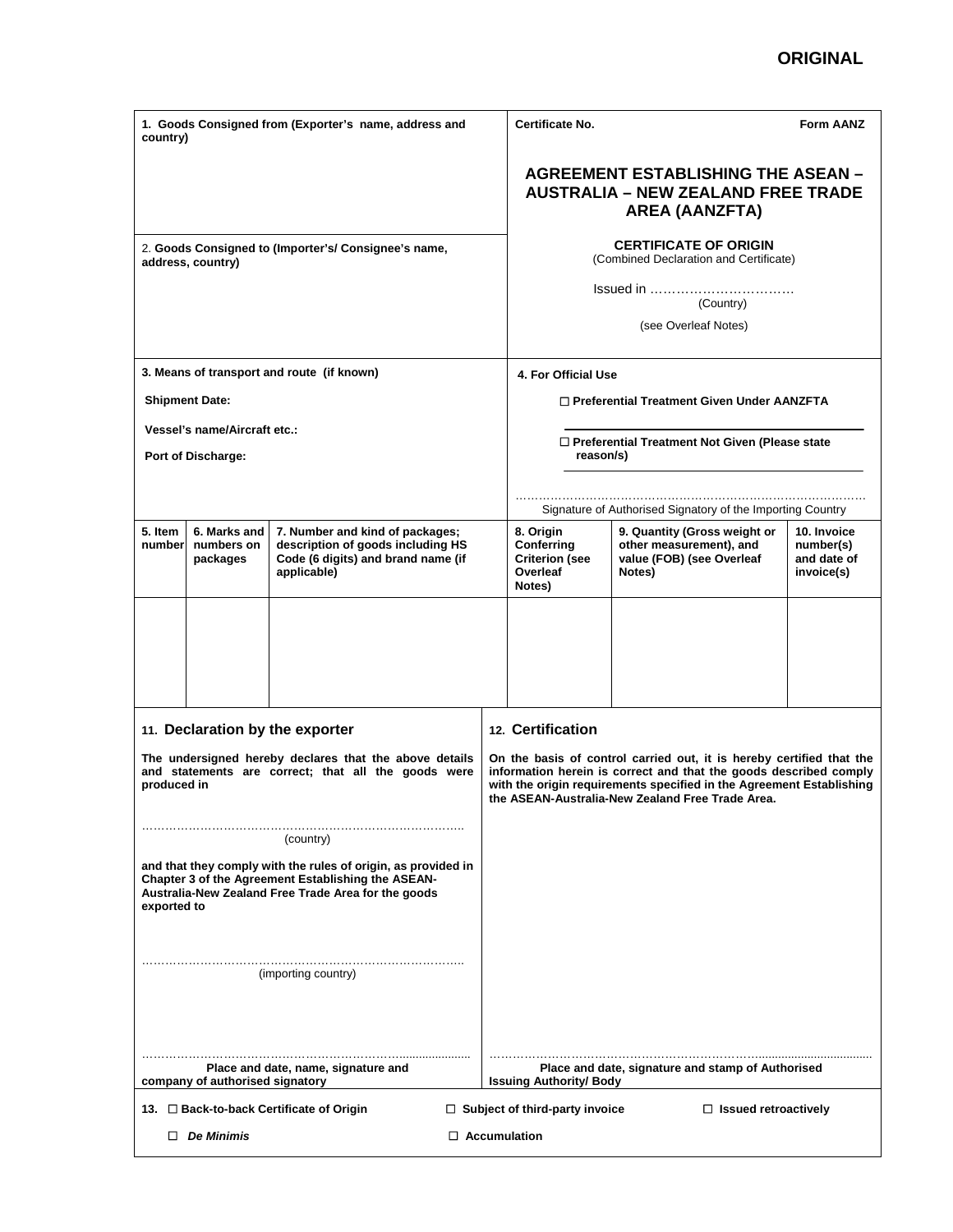**ORIGINAL**

**1. Goods Consigned from (Exporter's name, address and country)**

**Certificate No.** **Form AANZ**

## AGREEMENT ESTABLISHING THE ASEAN – AUSTRALIA – NEW ZEALAND FREE TRADE AREA (AANZFTA)

2. **Goods Consigned to (Importer's/ Consignee's name, address, country)**

**CERTIFICATE OF ORIGIN**
(Combined Declaration and Certificate)

Issued in ……………………………
(Country)

(see Overleaf Notes)

**3. Means of transport and route (if known)**

**Shipment Date:**

**Vessel's name/Aircraft etc.:**

**Port of Discharge:**

**4. For Official Use**

☐ **Preferential Treatment Given Under AANZFTA**

☐ **Preferential Treatment Not Given (Please state reason/s)**

…………………………………………………………………………
Signature of Authorised Signatory of the Importing Country

| 5. Item number | 6. Marks and numbers on packages | 7. Number and kind of packages; description of goods including HS Code (6 digits) and brand name (if applicable) | 8. Origin Conferring Criterion (see Overleaf Notes) | 9. Quantity (Gross weight or other measurement), and value (FOB) (see Overleaf Notes) | 10. Invoice number(s) and date of invoice(s) |
|---|---|---|---|---|---|
| | | | | | |

### 11. Declaration by the exporter

**The undersigned hereby declares that the above details and statements are correct; that all the goods were produced in**

…………………………………………………………………………
(country)

**and that they comply with the rules of origin, as provided in Chapter 3 of the Agreement Establishing the ASEAN-Australia-New Zealand Free Trade Area for the goods exported to**

…………………………………………………………………………
(importing country)

…………………………………………………………………………
**Place and date, name, signature and company of authorised signatory**

### 12. Certification

**On the basis of control carried out, it is hereby certified that the information herein is correct and that the goods described comply with the origin requirements specified in the Agreement Establishing the ASEAN-Australia-New Zealand Free Trade Area.**

…………………………………………………………………………
**Place and date, signature and stamp of Authorised Issuing Authority/ Body**

**13.** ☐ **Back-to-back Certificate of Origin** ☐ **Subject of third-party invoice** ☐ **Issued retroactively**

☐ ***De Minimis*** ☐ **Accumulation**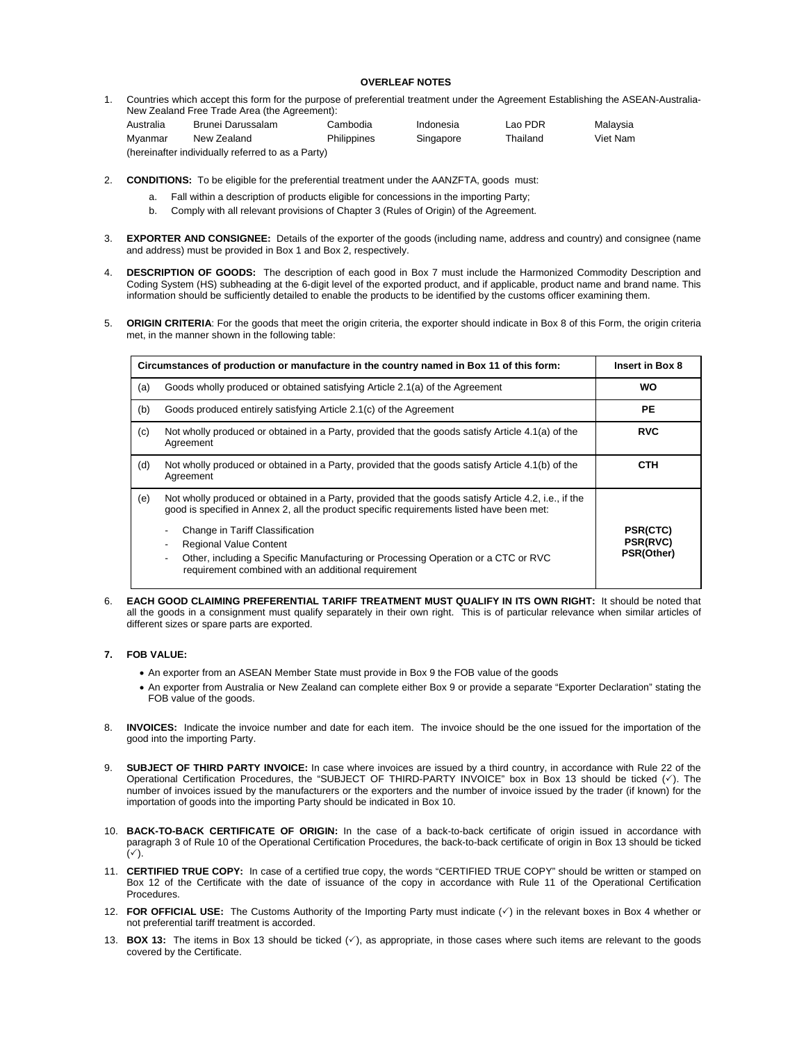## OVERLEAF NOTES

1. Countries which accept this form for the purpose of preferential treatment under the Agreement Establishing the ASEAN-Australia-New Zealand Free Trade Area (the Agreement):

| | | | | | |
|---|---|---|---|---|---|
| Australia | Brunei Darussalam | Cambodia | Indonesia | Lao PDR | Malaysia |
| Myanmar | New Zealand | Philippines | Singapore | Thailand | Viet Nam |

(hereinafter individually referred to as a Party)

2. **CONDITIONS:** To be eligible for the preferential treatment under the AANZFTA, goods must:
   a. Fall within a description of products eligible for concessions in the importing Party;
   b. Comply with all relevant provisions of Chapter 3 (Rules of Origin) of the Agreement.

3. **EXPORTER AND CONSIGNEE:** Details of the exporter of the goods (including name, address and country) and consignee (name and address) must be provided in Box 1 and Box 2, respectively.

4. **DESCRIPTION OF GOODS:** The description of each good in Box 7 must include the Harmonized Commodity Description and Coding System (HS) subheading at the 6-digit level of the exported product, and if applicable, product name and brand name. This information should be sufficiently detailed to enable the products to be identified by the customs officer examining them.

5. **ORIGIN CRITERIA**: For the goods that meet the origin criteria, the exporter should indicate in Box 8 of this Form, the origin criteria met, in the manner shown in the following table:

| Circumstances of production or manufacture in the country named in Box 11 of this form: | | Insert in Box 8 |
|---|---|---|
| (a) | Goods wholly produced or obtained satisfying Article 2.1(a) of the Agreement | **WO** |
| (b) | Goods produced entirely satisfying Article 2.1(c) of the Agreement | **PE** |
| (c) | Not wholly produced or obtained in a Party, provided that the goods satisfy Article 4.1(a) of the Agreement | **RVC** |
| (d) | Not wholly produced or obtained in a Party, provided that the goods satisfy Article 4.1(b) of the Agreement | **CTH** |
| (e) | Not wholly produced or obtained in a Party, provided that the goods satisfy Article 4.2, i.e., if the good is specified in Annex 2, all the product specific requirements listed have been met:<br>- Change in Tariff Classification<br>- Regional Value Content<br>- Other, including a Specific Manufacturing or Processing Operation or a CTC or RVC requirement combined with an additional requirement | **PSR(CTC)**<br>**PSR(RVC)**<br>**PSR(Other)** |

6. **EACH GOOD CLAIMING PREFERENTIAL TARIFF TREATMENT MUST QUALIFY IN ITS OWN RIGHT:** It should be noted that all the goods in a consignment must qualify separately in their own right. This is of particular relevance when similar articles of different sizes or spare parts are exported.

7. **FOB VALUE:**
   - An exporter from an ASEAN Member State must provide in Box 9 the FOB value of the goods
   - An exporter from Australia or New Zealand can complete either Box 9 or provide a separate "Exporter Declaration" stating the FOB value of the goods.

8. **INVOICES:** Indicate the invoice number and date for each item. The invoice should be the one issued for the importation of the good into the importing Party.

9. **SUBJECT OF THIRD PARTY INVOICE:** In case where invoices are issued by a third country, in accordance with Rule 22 of the Operational Certification Procedures, the "SUBJECT OF THIRD-PARTY INVOICE" box in Box 13 should be ticked (✓). The number of invoices issued by the manufacturers or the exporters and the number of invoice issued by the trader (if known) for the importation of goods into the importing Party should be indicated in Box 10.

10. **BACK-TO-BACK CERTIFICATE OF ORIGIN:** In the case of a back-to-back certificate of origin issued in accordance with paragraph 3 of Rule 10 of the Operational Certification Procedures, the back-to-back certificate of origin in Box 13 should be ticked (✓).

11. **CERTIFIED TRUE COPY:** In case of a certified true copy, the words "CERTIFIED TRUE COPY" should be written or stamped on Box 12 of the Certificate with the date of issuance of the copy in accordance with Rule 11 of the Operational Certification Procedures.

12. **FOR OFFICIAL USE:** The Customs Authority of the Importing Party must indicate (✓) in the relevant boxes in Box 4 whether or not preferential tariff treatment is accorded.

13. **BOX 13:** The items in Box 13 should be ticked (✓), as appropriate, in those cases where such items are relevant to the goods covered by the Certificate.